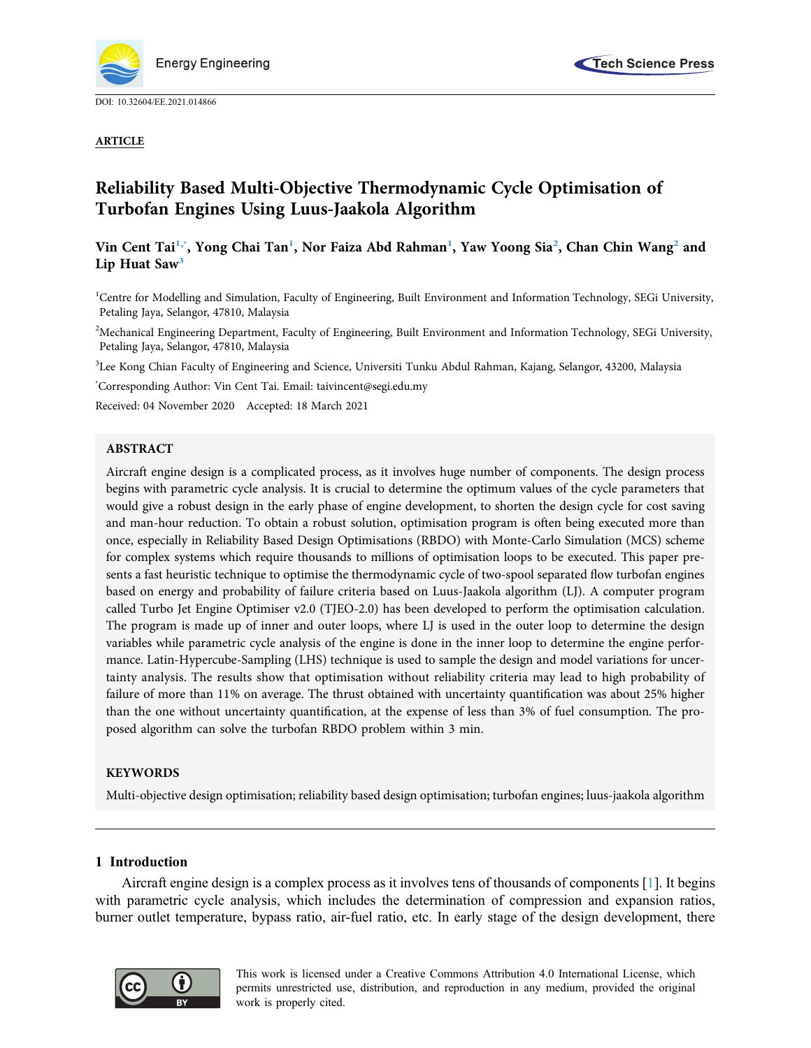DOI: 10.32604/EE.2021.014866

**ARTICLE**

# Reliability Based Multi-Objective Thermodynamic Cycle Optimisation of Turbofan Engines Using Luus-Jaakola Algorithm

**Vin Cent Tai[1,*], Yong Chai Tan[1], Nor Faiza Abd Rahman[1], Yaw Yoong Sia[2], Chan Chin Wang[2] and Lip Huat Saw[3]**

[1]Centre for Modelling and Simulation, Faculty of Engineering, Built Environment and Information Technology, SEGi University, Petaling Jaya, Selangor, 47810, Malaysia

[2]Mechanical Engineering Department, Faculty of Engineering, Built Environment and Information Technology, SEGi University, Petaling Jaya, Selangor, 47810, Malaysia

[3]Lee Kong Chian Faculty of Engineering and Science, Universiti Tunku Abdul Rahman, Kajang, Selangor, 43200, Malaysia

[*]Corresponding Author: Vin Cent Tai. Email: taivincent@segi.edu.my

Received: 04 November 2020 Accepted: 18 March 2021

## ABSTRACT

Aircraft engine design is a complicated process, as it involves huge number of components. The design process begins with parametric cycle analysis. It is crucial to determine the optimum values of the cycle parameters that would give a robust design in the early phase of engine development, to shorten the design cycle for cost saving and man-hour reduction. To obtain a robust solution, optimisation program is often being executed more than once, especially in Reliability Based Design Optimisations (RBDO) with Monte-Carlo Simulation (MCS) scheme for complex systems which require thousands to millions of optimisation loops to be executed. This paper presents a fast heuristic technique to optimise the thermodynamic cycle of two-spool separated flow turbofan engines based on energy and probability of failure criteria based on Luus-Jaakola algorithm (LJ). A computer program called Turbo Jet Engine Optimiser v2.0 (TJEO-2.0) has been developed to perform the optimisation calculation. The program is made up of inner and outer loops, where LJ is used in the outer loop to determine the design variables while parametric cycle analysis of the engine is done in the inner loop to determine the engine performance. Latin-Hypercube-Sampling (LHS) technique is used to sample the design and model variations for uncertainty analysis. The results show that optimisation without reliability criteria may lead to high probability of failure of more than 11% on average. The thrust obtained with uncertainty quantification was about 25% higher than the one without uncertainty quantification, at the expense of less than 3% of fuel consumption. The proposed algorithm can solve the turbofan RBDO problem within 3 min.

## KEYWORDS

Multi-objective design optimisation; reliability based design optimisation; turbofan engines; luus-jaakola algorithm

## 1 Introduction

Aircraft engine design is a complex process as it involves tens of thousands of components [1]. It begins with parametric cycle analysis, which includes the determination of compression and expansion ratios, burner outlet temperature, bypass ratio, air-fuel ratio, etc. In early stage of the design development, there

This work is licensed under a Creative Commons Attribution 4.0 International License, which permits unrestricted use, distribution, and reproduction in any medium, provided the original work is properly cited.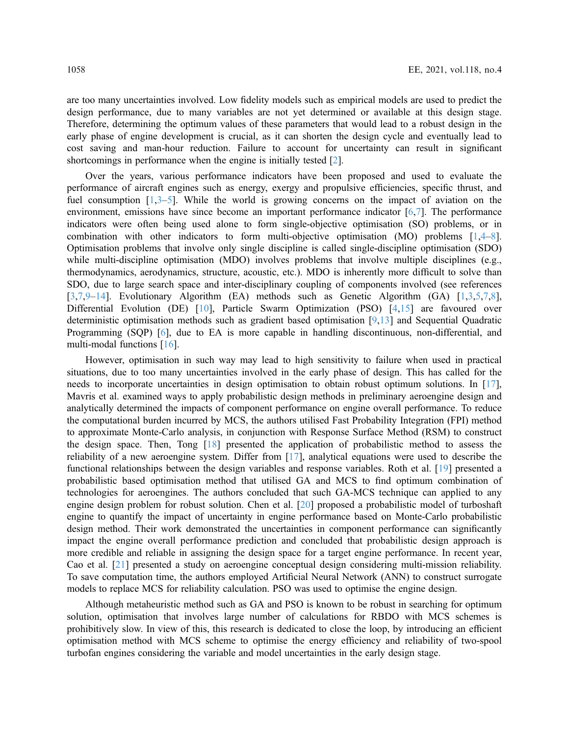are too many uncertainties involved. Low fidelity models such as empirical models are used to predict the design performance, due to many variables are not yet determined or available at this design stage. Therefore, determining the optimum values of these parameters that would lead to a robust design in the early phase of engine development is crucial, as it can shorten the design cycle and eventually lead to cost saving and man-hour reduction. Failure to account for uncertainty can result in significant shortcomings in performance when the engine is initially tested [2].

Over the years, various performance indicators have been proposed and used to evaluate the performance of aircraft engines such as energy, exergy and propulsive efficiencies, specific thrust, and fuel consumption [1,3–5]. While the world is growing concerns on the impact of aviation on the environment, emissions have since become an important performance indicator [6,7]. The performance indicators were often being used alone to form single-objective optimisation (SO) problems, or in combination with other indicators to form multi-objective optimisation (MO) problems [1,4–8]. Optimisation problems that involve only single discipline is called single-discipline optimisation (SDO) while multi-discipline optimisation (MDO) involves problems that involve multiple disciplines (e.g., thermodynamics, aerodynamics, structure, acoustic, etc.). MDO is inherently more difficult to solve than SDO, due to large search space and inter-disciplinary coupling of components involved (see references [3,7,9–14]. Evolutionary Algorithm (EA) methods such as Genetic Algorithm (GA) [1,3,5,7,8], Differential Evolution (DE) [10], Particle Swarm Optimization (PSO) [4,15] are favoured over deterministic optimisation methods such as gradient based optimisation [9,13] and Sequential Quadratic Programming (SQP) [6], due to EA is more capable in handling discontinuous, non-differential, and multi-modal functions [16].

However, optimisation in such way may lead to high sensitivity to failure when used in practical situations, due to too many uncertainties involved in the early phase of design. This has called for the needs to incorporate uncertainties in design optimisation to obtain robust optimum solutions. In [17], Mavris et al. examined ways to apply probabilistic design methods in preliminary aeroengine design and analytically determined the impacts of component performance on engine overall performance. To reduce the computational burden incurred by MCS, the authors utilised Fast Probability Integration (FPI) method to approximate Monte-Carlo analysis, in conjunction with Response Surface Method (RSM) to construct the design space. Then, Tong [18] presented the application of probabilistic method to assess the reliability of a new aeroengine system. Differ from [17], analytical equations were used to describe the functional relationships between the design variables and response variables. Roth et al. [19] presented a probabilistic based optimisation method that utilised GA and MCS to find optimum combination of technologies for aeroengines. The authors concluded that such GA-MCS technique can applied to any engine design problem for robust solution. Chen et al. [20] proposed a probabilistic model of turboshaft engine to quantify the impact of uncertainty in engine performance based on Monte-Carlo probabilistic design method. Their work demonstrated the uncertainties in component performance can significantly impact the engine overall performance prediction and concluded that probabilistic design approach is more credible and reliable in assigning the design space for a target engine performance. In recent year, Cao et al. [21] presented a study on aeroengine conceptual design considering multi-mission reliability. To save computation time, the authors employed Artificial Neural Network (ANN) to construct surrogate models to replace MCS for reliability calculation. PSO was used to optimise the engine design.

Although metaheuristic method such as GA and PSO is known to be robust in searching for optimum solution, optimisation that involves large number of calculations for RBDO with MCS schemes is prohibitively slow. In view of this, this research is dedicated to close the loop, by introducing an efficient optimisation method with MCS scheme to optimise the energy efficiency and reliability of two-spool turbofan engines considering the variable and model uncertainties in the early design stage.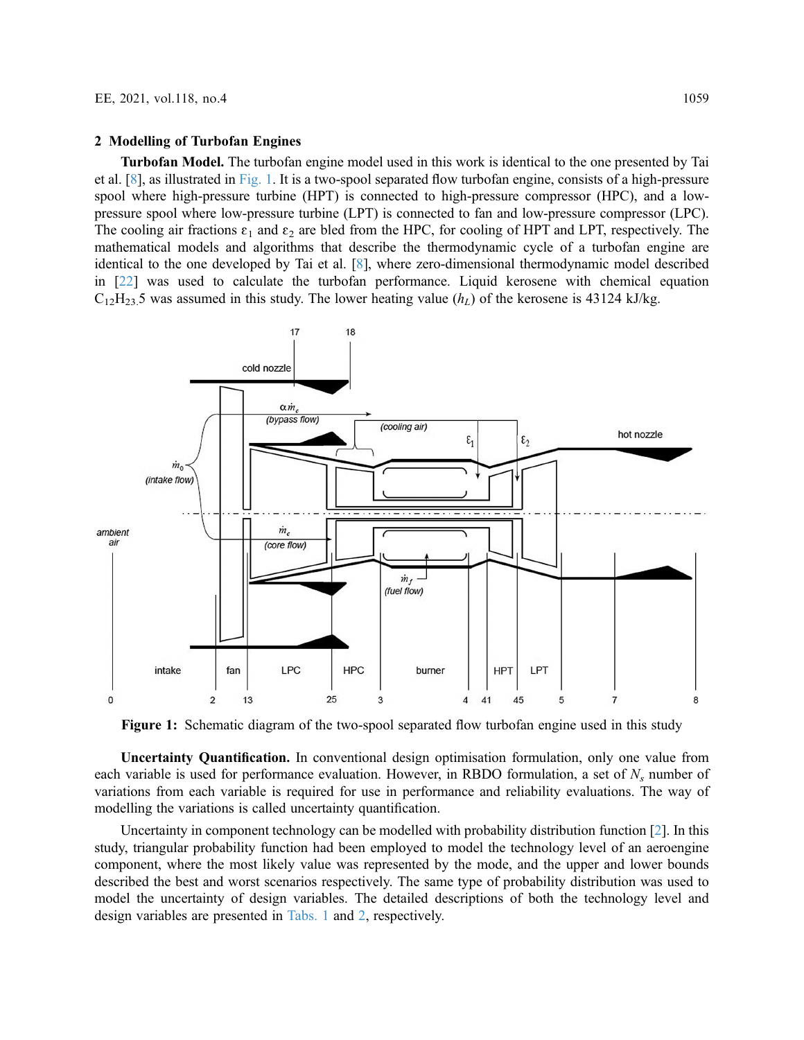## 2 Modelling of Turbofan Engines

**Turbofan Model.** The turbofan engine model used in this work is identical to the one presented by Tai et al. [8], as illustrated in Fig. 1. It is a two-spool separated flow turbofan engine, consists of a high-pressure spool where high-pressure turbine (HPT) is connected to high-pressure compressor (HPC), and a low-pressure spool where low-pressure turbine (LPT) is connected to fan and low-pressure compressor (LPC). The cooling air fractions $\varepsilon_1$ and $\varepsilon_2$ are bled from the HPC, for cooling of HPT and LPT, respectively. The mathematical models and algorithms that describe the thermodynamic cycle of a turbofan engine are identical to the one developed by Tai et al. [8], where zero-dimensional thermodynamic model described in [22] was used to calculate the turbofan performance. Liquid kerosene with chemical equation $C_{12}H_{23.5}$ was assumed in this study. The lower heating value ($h_L$) of the kerosene is 43124 kJ/kg.

Figure 1: Schematic diagram of the two-spool separated flow turbofan engine used in this study

**Uncertainty Quantification.** In conventional design optimisation formulation, only one value from each variable is used for performance evaluation. However, in RBDO formulation, a set of $N_s$ number of variations from each variable is required for use in performance and reliability evaluations. The way of modelling the variations is called uncertainty quantification.

Uncertainty in component technology can be modelled with probability distribution function [2]. In this study, triangular probability function had been employed to model the technology level of an aeroengine component, where the most likely value was represented by the mode, and the upper and lower bounds described the best and worst scenarios respectively. The same type of probability distribution was used to model the uncertainty of design variables. The detailed descriptions of both the technology level and design variables are presented in Tabs. 1 and 2, respectively.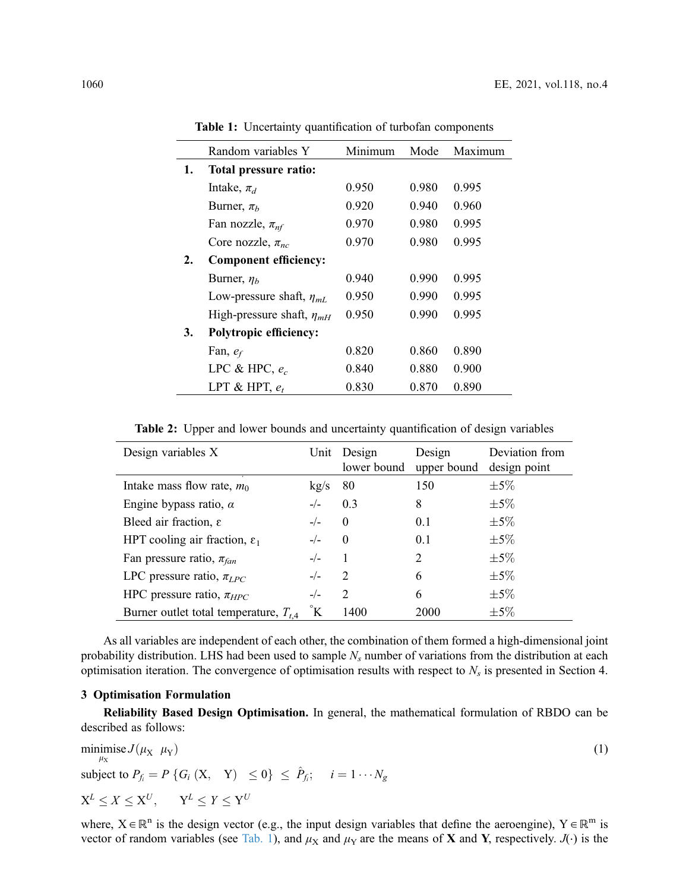**Table 1:** Uncertainty quantification of turbofan components

| | Random variables Y | Minimum | Mode | Maximum |
|---|---|---|---|---|
| **1.** | **Total pressure ratio:** | | | |
| | Intake, $\pi_d$ | 0.950 | 0.980 | 0.995 |
| | Burner, $\pi_b$ | 0.920 | 0.940 | 0.960 |
| | Fan nozzle, $\pi_{nf}$ | 0.970 | 0.980 | 0.995 |
| | Core nozzle, $\pi_{nc}$ | 0.970 | 0.980 | 0.995 |
| **2.** | **Component efficiency:** | | | |
| | Burner, $\eta_b$ | 0.940 | 0.990 | 0.995 |
| | Low-pressure shaft, $\eta_{mL}$ | 0.950 | 0.990 | 0.995 |
| | High-pressure shaft, $\eta_{mH}$ | 0.950 | 0.990 | 0.995 |
| **3.** | **Polytropic efficiency:** | | | |
| | Fan, $e_f$ | 0.820 | 0.860 | 0.890 |
| | LPC & HPC, $e_c$ | 0.840 | 0.880 | 0.900 |
| | LPT & HPT, $e_t$ | 0.830 | 0.870 | 0.890 |

**Table 2:** Upper and lower bounds and uncertainty quantification of design variables

| Design variables X | Unit | Design lower bound | Design upper bound | Deviation from design point |
|---|---|---|---|---|
| Intake mass flow rate, $\dot{m}_0$ | kg/s | 80 | 150 | $\pm 5\%$ |
| Engine bypass ratio, $\alpha$ | -/- | 0.3 | 8 | $\pm 5\%$ |
| Bleed air fraction, $\varepsilon$ | -/- | 0 | 0.1 | $\pm 5\%$ |
| HPT cooling air fraction, $\varepsilon_1$ | -/- | 0 | 0.1 | $\pm 5\%$ |
| Fan pressure ratio, $\pi_{fan}$ | -/- | 1 | 2 | $\pm 5\%$ |
| LPC pressure ratio, $\pi_{LPC}$ | -/- | 2 | 6 | $\pm 5\%$ |
| HPC pressure ratio, $\pi_{HPC}$ | -/- | 2 | 6 | $\pm 5\%$ |
| Burner outlet total temperature, $T_{t,4}$ | $^{\circ}$K | 1400 | 2000 | $\pm 5\%$ |

As all variables are independent of each other, the combination of them formed a high-dimensional joint probability distribution. LHS had been used to sample $N_s$ number of variations from the distribution at each optimisation iteration. The convergence of optimisation results with respect to $N_s$ is presented in Section 4.

## 3 Optimisation Formulation

**Reliability Based Design Optimisation.** In general, the mathematical formulation of RBDO can be described as follows:

$$\underset{\mu_X}{\text{minimise}}\, J(\mu_X \;\; \mu_Y) \tag{1}$$

$$\text{subject to } P_{f_i} = P\left\{G_i\left(\mathrm{X}, \quad \mathrm{Y}\right) \;\; \leq 0\right\} \;\leq\; \hat{P}_{f_i}; \quad i = 1 \cdots N_g$$

$$\mathrm{X}^L \leq X \leq \mathrm{X}^U, \qquad \mathrm{Y}^L \leq Y \leq \mathrm{Y}^U$$

where, $\mathrm{X} \in \mathbb{R}^n$ is the design vector (e.g., the input design variables that define the aeroengine), $\mathrm{Y} \in \mathbb{R}^m$ is vector of random variables (see Tab. 1), and $\mu_X$ and $\mu_Y$ are the means of **X** and **Y**, respectively. $J(\cdot)$ is the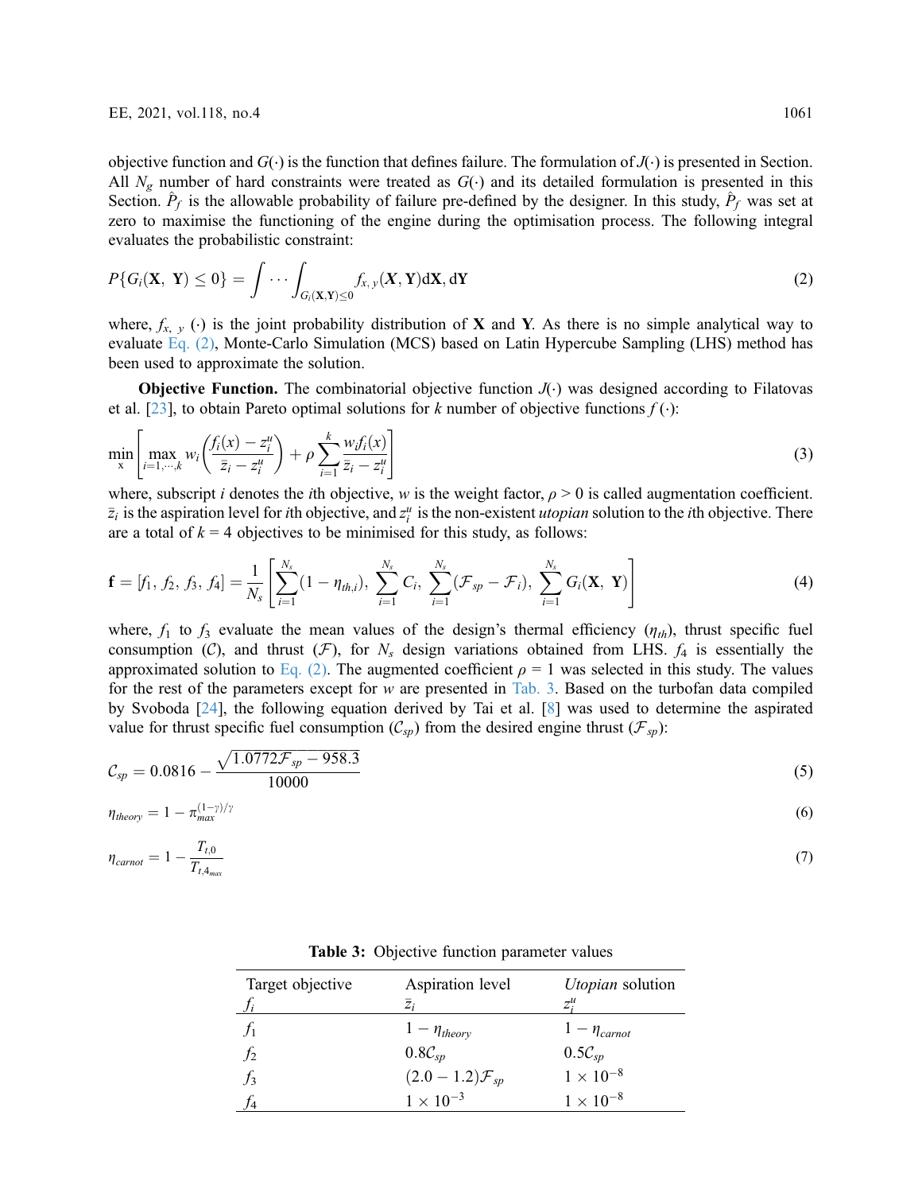objective function and $G(\cdot)$ is the function that defines failure. The formulation of $J(\cdot)$ is presented in Section. All $N_g$ number of hard constraints were treated as $G(\cdot)$ and its detailed formulation is presented in this Section. $\hat{P}_f$ is the allowable probability of failure pre-defined by the designer. In this study, $\hat{P}_f$ was set at zero to maximise the functioning of the engine during the optimisation process. The following integral evaluates the probabilistic constraint:

$$P\{G_i(\mathbf{X},\ \mathbf{Y}) \leq 0\} = \int \cdots \int_{G_i(\mathbf{X},\mathbf{Y}) \leq 0} f_{x,\ y}(\boldsymbol{X}, \mathbf{Y}) \mathrm{d}\mathbf{X}, \mathrm{d}\mathbf{Y} \tag{2}$$

where, $f_{x,\ y}\ (\cdot)$ is the joint probability distribution of $\mathbf{X}$ and $\mathbf{Y}$. As there is no simple analytical way to evaluate Eq. (2), Monte-Carlo Simulation (MCS) based on Latin Hypercube Sampling (LHS) method has been used to approximate the solution.

**Objective Function.** The combinatorial objective function $J(\cdot)$ was designed according to Filatovas et al. [23], to obtain Pareto optimal solutions for $k$ number of objective functions $f\,(\cdot)$:

$$\min_{\mathrm{x}} \left[ \max_{i=1,\cdots,k} w_i \left( \frac{f_i(x) - z_i^u}{\bar{z}_i - z_i^u} \right) + \rho \sum_{i=1}^{k} \frac{w_i f_i(x)}{\bar{z}_i - z_i^u} \right] \tag{3}$$

where, subscript $i$ denotes the $i$th objective, $w$ is the weight factor, $\rho > 0$ is called augmentation coefficient. $\bar{z}_i$ is the aspiration level for $i$th objective, and $z_i^u$ is the non-existent *utopian* solution to the $i$th objective. There are a total of $k = 4$ objectives to be minimised for this study, as follows:

$$\mathbf{f} = [f_1,\ f_2,\ f_3,\ f_4] = \frac{1}{N_s} \left[ \sum_{i=1}^{N_s} (1 - \eta_{th,i}),\ \sum_{i=1}^{N_s} \mathcal{C}_i,\ \sum_{i=1}^{N_s} (\mathcal{F}_{sp} - \mathcal{F}_i),\ \sum_{i=1}^{N_s} G_i(\mathbf{X},\ \mathbf{Y}) \right] \tag{4}$$

where, $f_1$ to $f_3$ evaluate the mean values of the design's thermal efficiency ($\eta_{th}$), thrust specific fuel consumption ($\mathcal{C}$), and thrust ($\mathcal{F}$), for $N_s$ design variations obtained from LHS. $f_4$ is essentially the approximated solution to Eq. (2). The augmented coefficient $\rho = 1$ was selected in this study. The values for the rest of the parameters except for $w$ are presented in Tab. 3. Based on the turbofan data compiled by Svoboda [24], the following equation derived by Tai et al. [8] was used to determine the aspirated value for thrust specific fuel consumption ($\mathcal{C}_{sp}$) from the desired engine thrust ($\mathcal{F}_{sp}$):

$$\mathcal{C}_{sp} = 0.0816 - \frac{\sqrt{1.0772\mathcal{F}_{sp} - 958.3}}{10000} \tag{5}$$

$$\eta_{theory} = 1 - \pi_{max}^{(1-\gamma)/\gamma} \tag{6}$$

$$\eta_{carnot} = 1 - \frac{T_{t,0}}{T_{t,4_{max}}} \tag{7}$$

**Table 3:** Objective function parameter values

| Target objective $f_i$ | Aspiration level $\bar{z}_i$ | *Utopian* solution $z_i^u$ |
|---|---|---|
| $f_1$ | $1 - \eta_{theory}$ | $1 - \eta_{carnot}$ |
| $f_2$ | $0.8\mathcal{C}_{sp}$ | $0.5\mathcal{C}_{sp}$ |
| $f_3$ | $(2.0 - 1.2)\mathcal{F}_{sp}$ | $1 \times 10^{-8}$ |
| $f_4$ | $1 \times 10^{-3}$ | $1 \times 10^{-8}$ |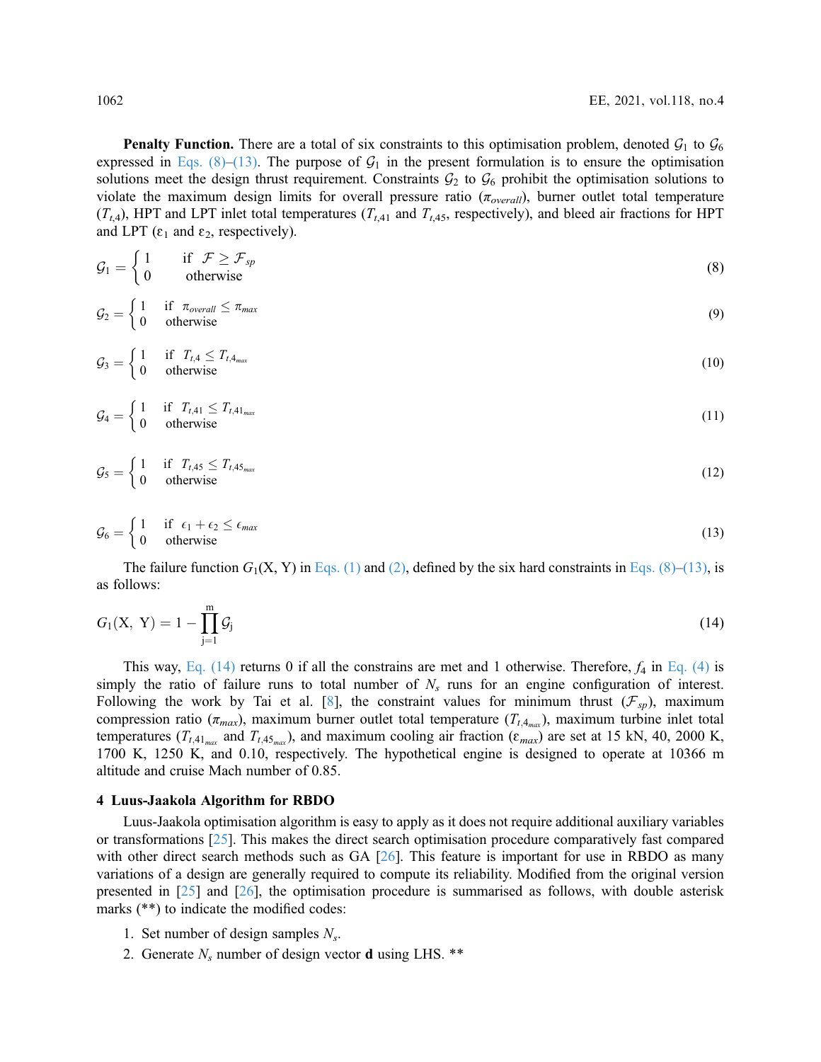**Penalty Function.** There are a total of six constraints to this optimisation problem, denoted $\mathcal{G}_1$ to $\mathcal{G}_6$ expressed in Eqs. (8)–(13). The purpose of $\mathcal{G}_1$ in the present formulation is to ensure the optimisation solutions meet the design thrust requirement. Constraints $\mathcal{G}_2$ to $\mathcal{G}_6$ prohibit the optimisation solutions to violate the maximum design limits for overall pressure ratio ($\pi_{overall}$), burner outlet total temperature ($T_{t,4}$), HPT and LPT inlet total temperatures ($T_{t,41}$ and $T_{t,45}$, respectively), and bleed air fractions for HPT and LPT ($\varepsilon_1$ and $\varepsilon_2$, respectively).

$$\mathcal{G}_1 = \begin{cases} 1 & \text{if } \ \mathcal{F} \geq \mathcal{F}_{sp} \\ 0 & \text{otherwise} \end{cases} \tag{8}$$

$$\mathcal{G}_2 = \begin{cases} 1 & \text{if } \ \pi_{overall} \leq \pi_{max} \\ 0 & \text{otherwise} \end{cases} \tag{9}$$

$$\mathcal{G}_3 = \begin{cases} 1 & \text{if } \ T_{t,4} \leq T_{t,4_{max}} \\ 0 & \text{otherwise} \end{cases} \tag{10}$$

$$\mathcal{G}_4 = \begin{cases} 1 & \text{if } \ T_{t,41} \leq T_{t,41_{max}} \\ 0 & \text{otherwise} \end{cases} \tag{11}$$

$$\mathcal{G}_5 = \begin{cases} 1 & \text{if } \ T_{t,45} \leq T_{t,45_{max}} \\ 0 & \text{otherwise} \end{cases} \tag{12}$$

$$\mathcal{G}_6 = \begin{cases} 1 & \text{if } \ \epsilon_1 + \epsilon_2 \leq \epsilon_{max} \\ 0 & \text{otherwise} \end{cases} \tag{13}$$

The failure function $G_1(\mathrm{X}, \mathrm{Y})$ in Eqs. (1) and (2), defined by the six hard constraints in Eqs. (8)–(13), is as follows:

$$G_1(\mathrm{X},\ \mathrm{Y}) = 1 - \prod_{\mathrm{j}=1}^{\mathrm{m}} \mathcal{G}_{\mathrm{j}} \tag{14}$$

This way, Eq. (14) returns 0 if all the constrains are met and 1 otherwise. Therefore, $f_4$ in Eq. (4) is simply the ratio of failure runs to total number of $N_s$ runs for an engine configuration of interest. Following the work by Tai et al. [8], the constraint values for minimum thrust ($\mathcal{F}_{sp}$), maximum compression ratio ($\pi_{max}$), maximum burner outlet total temperature ($T_{t,4_{max}}$), maximum turbine inlet total temperatures ($T_{t,41_{max}}$ and $T_{t,45_{max}}$), and maximum cooling air fraction ($\varepsilon_{max}$) are set at 15 kN, 40, 2000 K, 1700 K, 1250 K, and 0.10, respectively. The hypothetical engine is designed to operate at 10366 m altitude and cruise Mach number of 0.85.

## 4 Luus-Jaakola Algorithm for RBDO

Luus-Jaakola optimisation algorithm is easy to apply as it does not require additional auxiliary variables or transformations [25]. This makes the direct search optimisation procedure comparatively fast compared with other direct search methods such as GA [26]. This feature is important for use in RBDO as many variations of a design are generally required to compute its reliability. Modified from the original version presented in [25] and [26], the optimisation procedure is summarised as follows, with double asterisk marks (**) to indicate the modified codes:

1. Set number of design samples $N_s$.
2. Generate $N_s$ number of design vector **d** using LHS. **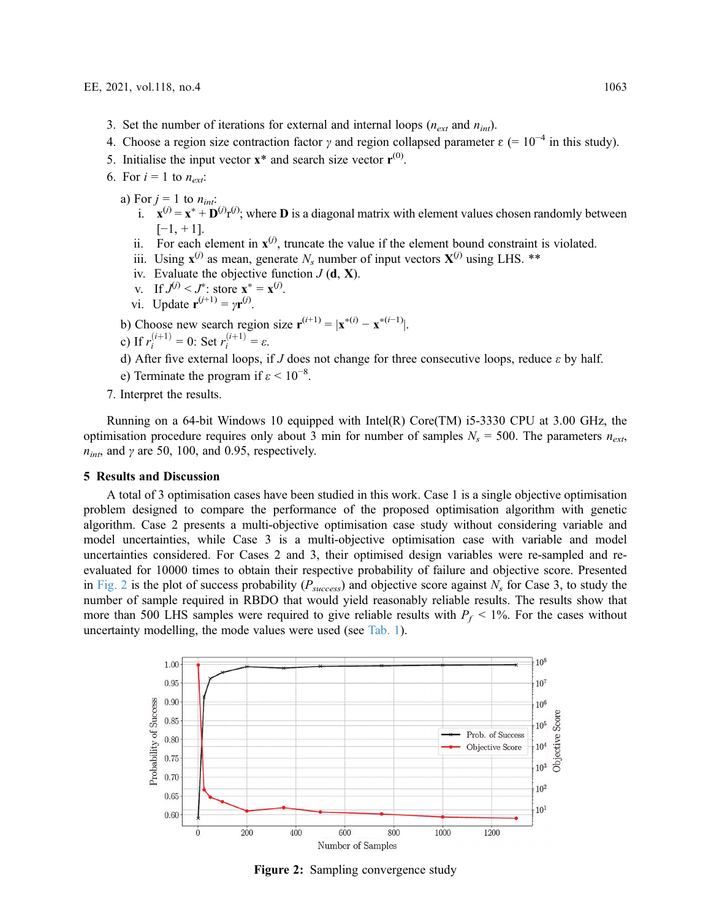3. Set the number of iterations for external and internal loops ($n_{ext}$ and $n_{int}$).
4. Choose a region size contraction factor $\gamma$ and region collapsed parameter $\varepsilon$ (= $10^{-4}$ in this study).
5. Initialise the input vector $\mathbf{x}^*$ and search size vector $\mathbf{r}^{(0)}$.
6. For $i = 1$ to $n_{ext}$:

   a) For $j = 1$ to $n_{int}$:
      i. $\mathbf{x}^{(j)} = \mathbf{x}^* + \mathbf{D}^{(j)}\mathbf{r}^{(j)}$; where $\mathbf{D}$ is a diagonal matrix with element values chosen randomly between $[-1, +1]$.
      ii. For each element in $\mathbf{x}^{(j)}$, truncate the value if the element bound constraint is violated.
      iii. Using $\mathbf{x}^{(j)}$ as mean, generate $N_s$ number of input vectors $\mathbf{X}^{(j)}$ using LHS. **
      iv. Evaluate the objective function $J$ ($\mathbf{d}$, $\mathbf{X}$).
      v. If $J^{(j)} < J^*$: store $\mathbf{x}^* = \mathbf{x}^{(j)}$.
      vi. Update $\mathbf{r}^{(j+1)} = \gamma\mathbf{r}^{(j)}$.

   b) Choose new search region size $\mathbf{r}^{(i+1)} = |\mathbf{x}^{*(i)} - \mathbf{x}^{*(i-1)}|$.
   c) If $r_i^{(i+1)} = 0$: Set $r_i^{(i+1)} = \varepsilon$.
   d) After five external loops, if $J$ does not change for three consecutive loops, reduce $\varepsilon$ by half.
   e) Terminate the program if $\varepsilon < 10^{-8}$.
7. Interpret the results.

Running on a 64-bit Windows 10 equipped with Intel(R) Core(TM) i5-3330 CPU at 3.00 GHz, the optimisation procedure requires only about 3 min for number of samples $N_s$ = 500. The parameters $n_{ext}$, $n_{int}$, and $\gamma$ are 50, 100, and 0.95, respectively.

## 5 Results and Discussion

A total of 3 optimisation cases have been studied in this work. Case 1 is a single objective optimisation problem designed to compare the performance of the proposed optimisation algorithm with genetic algorithm. Case 2 presents a multi-objective optimisation case study without considering variable and model uncertainties, while Case 3 is a multi-objective optimisation case with variable and model uncertainties considered. For Cases 2 and 3, their optimised design variables were re-sampled and re-evaluated for 10000 times to obtain their respective probability of failure and objective score. Presented in Fig. 2 is the plot of success probability ($P_{success}$) and objective score against $N_s$ for Case 3, to study the number of sample required in RBDO that would yield reasonably reliable results. The results show that more than 500 LHS samples were required to give reliable results with $P_f$ < 1%. For the cases without uncertainty modelling, the mode values were used (see Tab. 1).

**Figure 2:** Sampling convergence study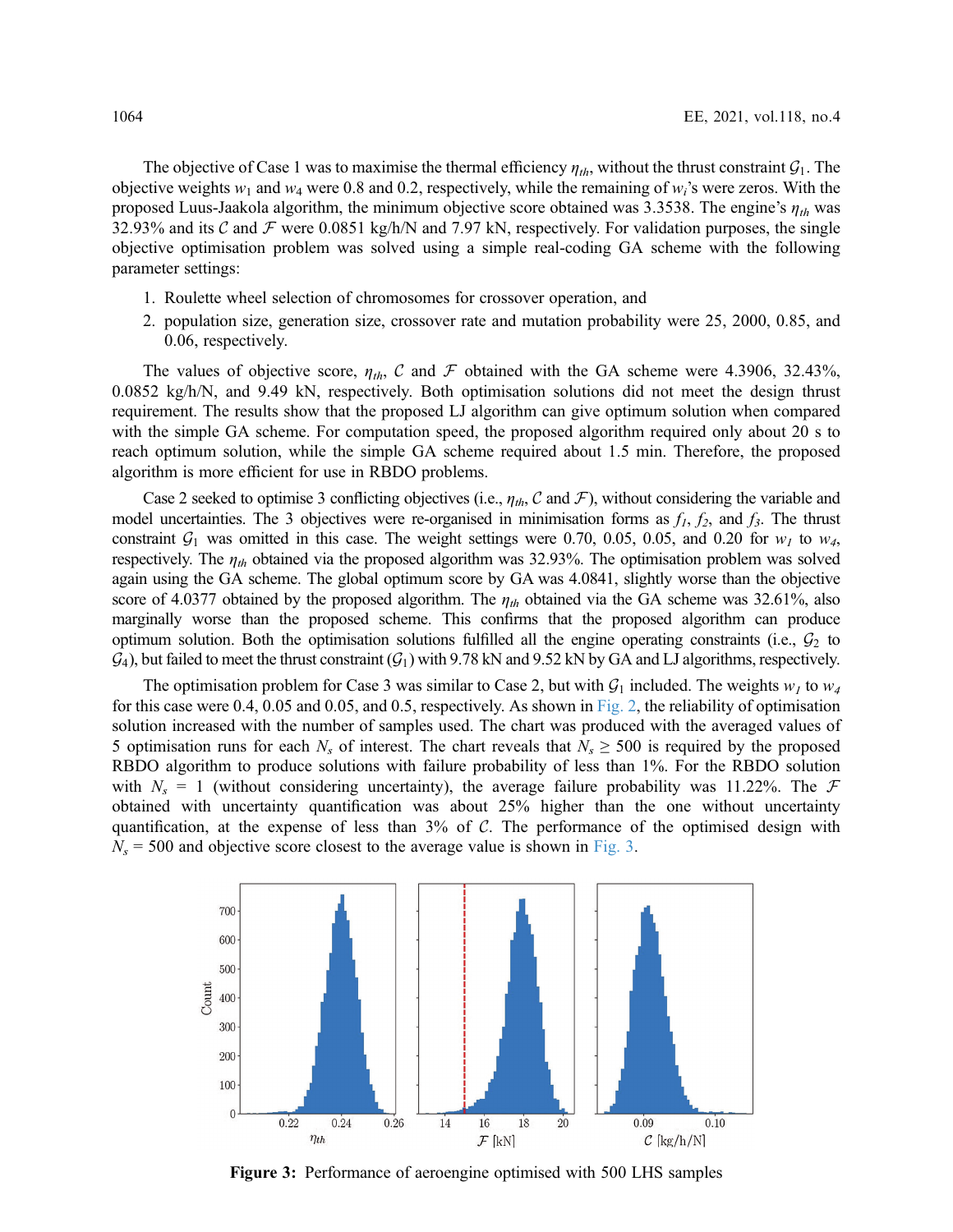The objective of Case 1 was to maximise the thermal efficiency $\eta_{th}$, without the thrust constraint $\mathcal{G}_1$. The objective weights $w_1$ and $w_4$ were 0.8 and 0.2, respectively, while the remaining of $w_i$'s were zeros. With the proposed Luus-Jaakola algorithm, the minimum objective score obtained was 3.3538. The engine's $\eta_{th}$ was 32.93% and its $\mathcal{C}$ and $\mathcal{F}$ were 0.0851 kg/h/N and 7.97 kN, respectively. For validation purposes, the single objective optimisation problem was solved using a simple real-coding GA scheme with the following parameter settings:

1. Roulette wheel selection of chromosomes for crossover operation, and
2. population size, generation size, crossover rate and mutation probability were 25, 2000, 0.85, and 0.06, respectively.

The values of objective score, $\eta_{th}$, $\mathcal{C}$ and $\mathcal{F}$ obtained with the GA scheme were 4.3906, 32.43%, 0.0852 kg/h/N, and 9.49 kN, respectively. Both optimisation solutions did not meet the design thrust requirement. The results show that the proposed LJ algorithm can give optimum solution when compared with the simple GA scheme. For computation speed, the proposed algorithm required only about 20 s to reach optimum solution, while the simple GA scheme required about 1.5 min. Therefore, the proposed algorithm is more efficient for use in RBDO problems.

Case 2 seeked to optimise 3 conflicting objectives (i.e., $\eta_{th}$, $\mathcal{C}$ and $\mathcal{F}$), without considering the variable and model uncertainties. The 3 objectives were re-organised in minimisation forms as $f_1$, $f_2$, and $f_3$. The thrust constraint $\mathcal{G}_1$ was omitted in this case. The weight settings were 0.70, 0.05, 0.05, and 0.20 for $w_1$ to $w_4$, respectively. The $\eta_{th}$ obtained via the proposed algorithm was 32.93%. The optimisation problem was solved again using the GA scheme. The global optimum score by GA was 4.0841, slightly worse than the objective score of 4.0377 obtained by the proposed algorithm. The $\eta_{th}$ obtained via the GA scheme was 32.61%, also marginally worse than the proposed scheme. This confirms that the proposed algorithm can produce optimum solution. Both the optimisation solutions fulfilled all the engine operating constraints (i.e., $\mathcal{G}_2$ to $\mathcal{G}_4$), but failed to meet the thrust constraint ($\mathcal{G}_1$) with 9.78 kN and 9.52 kN by GA and LJ algorithms, respectively.

The optimisation problem for Case 3 was similar to Case 2, but with $\mathcal{G}_1$ included. The weights $w_1$ to $w_4$ for this case were 0.4, 0.05 and 0.05, and 0.5, respectively. As shown in Fig. 2, the reliability of optimisation solution increased with the number of samples used. The chart was produced with the averaged values of 5 optimisation runs for each $N_s$ of interest. The chart reveals that $N_s \geq 500$ is required by the proposed RBDO algorithm to produce solutions with failure probability of less than 1%. For the RBDO solution with $N_s = 1$ (without considering uncertainty), the average failure probability was 11.22%. The $\mathcal{F}$ obtained with uncertainty quantification was about 25% higher than the one without uncertainty quantification, at the expense of less than 3% of $\mathcal{C}$. The performance of the optimised design with $N_s = 500$ and objective score closest to the average value is shown in Fig. 3.

**Figure 3:** Performance of aeroengine optimised with 500 LHS samples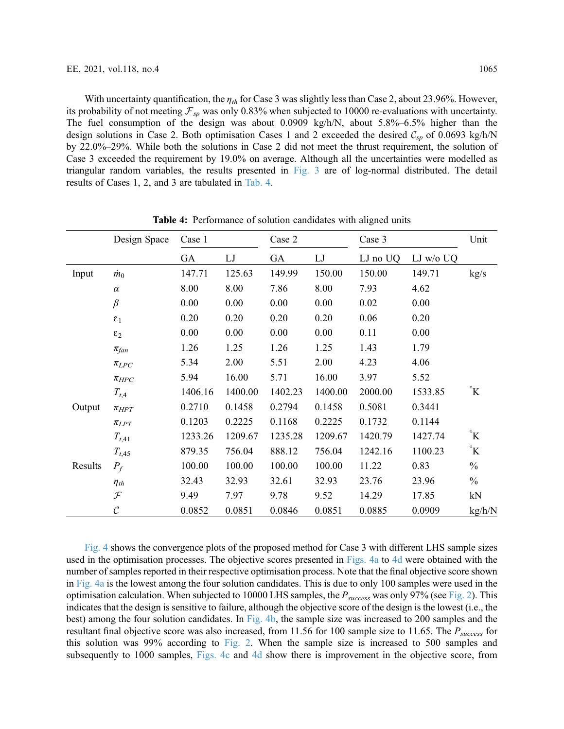With uncertainty quantification, the $\eta_{th}$ for Case 3 was slightly less than Case 2, about 23.96%. However, its probability of not meeting $\mathcal{F}_{sp}$ was only 0.83% when subjected to 10000 re-evaluations with uncertainty. The fuel consumption of the design was about 0.0909 kg/h/N, about 5.8%–6.5% higher than the design solutions in Case 2. Both optimisation Cases 1 and 2 exceeded the desired $\mathcal{C}_{sp}$ of 0.0693 kg/h/N by 22.0%–29%. While both the solutions in Case 2 did not meet the thrust requirement, the solution of Case 3 exceeded the requirement by 19.0% on average. Although all the uncertainties were modelled as triangular random variables, the results presented in Fig. 3 are of log-normal distributed. The detail results of Cases 1, 2, and 3 are tabulated in Tab. 4.

**Table 4:** Performance of solution candidates with aligned units

| | Design Space | Case 1 | | Case 2 | | Case 3 | | Unit |
|---|---|---|---|---|---|---|---|---|
| | | GA | LJ | GA | LJ | LJ no UQ | LJ w/o UQ | |
| Input | $\dot{m}_0$ | 147.71 | 125.63 | 149.99 | 150.00 | 150.00 | 149.71 | kg/s |
| | $\alpha$ | 8.00 | 8.00 | 7.86 | 8.00 | 7.93 | 4.62 | |
| | $\beta$ | 0.00 | 0.00 | 0.00 | 0.00 | 0.02 | 0.00 | |
| | $\varepsilon_1$ | 0.20 | 0.20 | 0.20 | 0.20 | 0.06 | 0.20 | |
| | $\varepsilon_2$ | 0.00 | 0.00 | 0.00 | 0.00 | 0.11 | 0.00 | |
| | $\pi_{fan}$ | 1.26 | 1.25 | 1.26 | 1.25 | 1.43 | 1.79 | |
| | $\pi_{LPC}$ | 5.34 | 2.00 | 5.51 | 2.00 | 4.23 | 4.06 | |
| | $\pi_{HPC}$ | 5.94 | 16.00 | 5.71 | 16.00 | 3.97 | 5.52 | |
| | $T_{t,4}$ | 1406.16 | 1400.00 | 1402.23 | 1400.00 | 2000.00 | 1533.85 | °K |
| Output | $\pi_{HPT}$ | 0.2710 | 0.1458 | 0.2794 | 0.1458 | 0.5081 | 0.3441 | |
| | $\pi_{LPT}$ | 0.1203 | 0.2225 | 0.1168 | 0.2225 | 0.1732 | 0.1144 | |
| | $T_{t,41}$ | 1233.26 | 1209.67 | 1235.28 | 1209.67 | 1420.79 | 1427.74 | °K |
| | $T_{t,45}$ | 879.35 | 756.04 | 888.12 | 756.04 | 1242.16 | 1100.23 | °K |
| Results | $P_f$ | 100.00 | 100.00 | 100.00 | 100.00 | 11.22 | 0.83 | % |
| | $\eta_{th}$ | 32.43 | 32.93 | 32.61 | 32.93 | 23.76 | 23.96 | % |
| | $\mathcal{F}$ | 9.49 | 7.97 | 9.78 | 9.52 | 14.29 | 17.85 | kN |
| | $\mathcal{C}$ | 0.0852 | 0.0851 | 0.0846 | 0.0851 | 0.0885 | 0.0909 | kg/h/N |

Fig. 4 shows the convergence plots of the proposed method for Case 3 with different LHS sample sizes used in the optimisation processes. The objective scores presented in Figs. 4a to 4d were obtained with the number of samples reported in their respective optimisation process. Note that the final objective score shown in Fig. 4a is the lowest among the four solution candidates. This is due to only 100 samples were used in the optimisation calculation. When subjected to 10000 LHS samples, the $P_{success}$ was only 97% (see Fig. 2). This indicates that the design is sensitive to failure, although the objective score of the design is the lowest (i.e., the best) among the four solution candidates. In Fig. 4b, the sample size was increased to 200 samples and the resultant final objective score was also increased, from 11.56 for 100 sample size to 11.65. The $P_{success}$ for this solution was 99% according to Fig. 2. When the sample size is increased to 500 samples and subsequently to 1000 samples, Figs. 4c and 4d show there is improvement in the objective score, from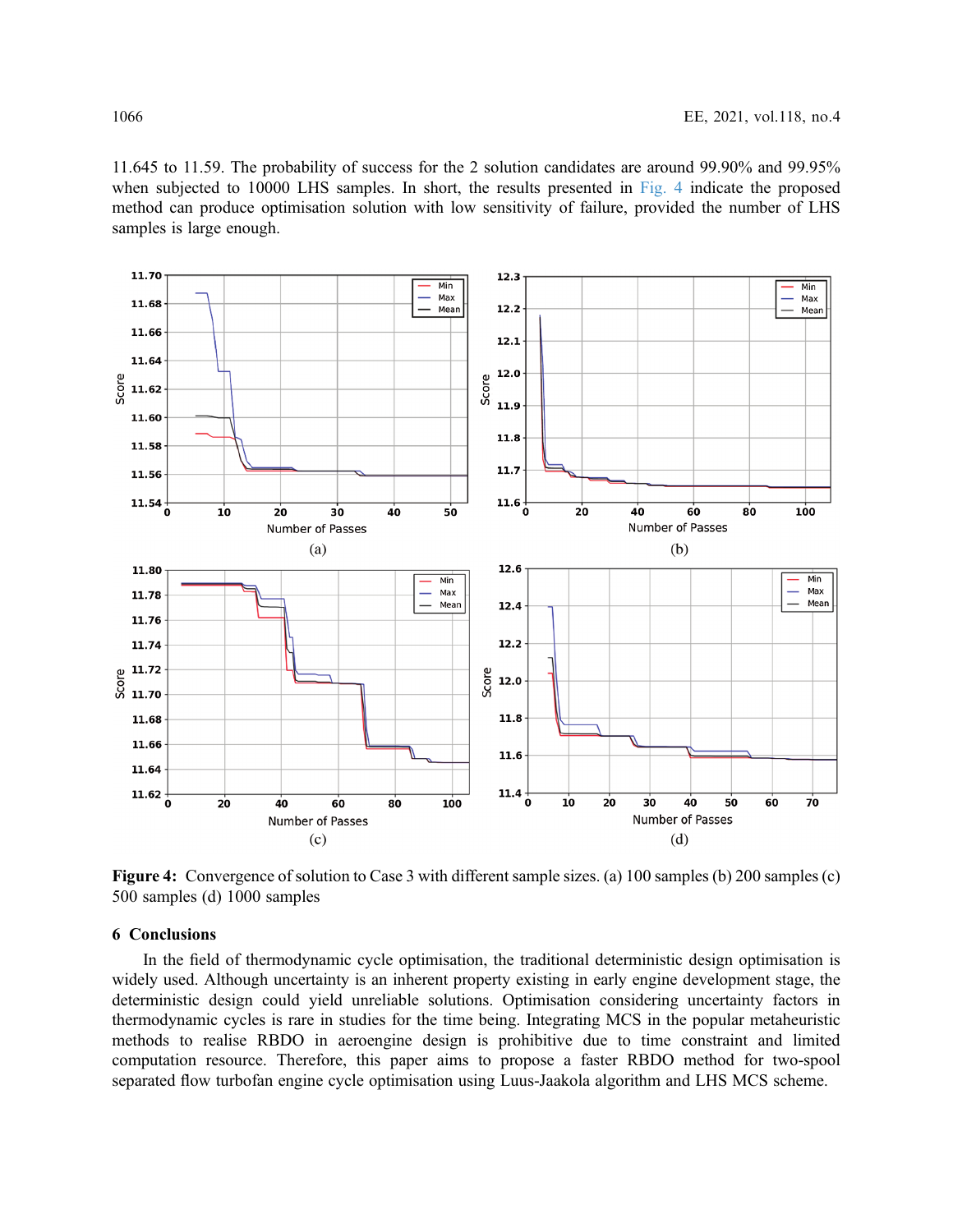11.645 to 11.59. The probability of success for the 2 solution candidates are around 99.90% and 99.95% when subjected to 10000 LHS samples. In short, the results presented in Fig. 4 indicate the proposed method can produce optimisation solution with low sensitivity of failure, provided the number of LHS samples is large enough.

**Figure 4:** Convergence of solution to Case 3 with different sample sizes. (a) 100 samples (b) 200 samples (c) 500 samples (d) 1000 samples

## 6 Conclusions

In the field of thermodynamic cycle optimisation, the traditional deterministic design optimisation is widely used. Although uncertainty is an inherent property existing in early engine development stage, the deterministic design could yield unreliable solutions. Optimisation considering uncertainty factors in thermodynamic cycles is rare in studies for the time being. Integrating MCS in the popular metaheuristic methods to realise RBDO in aeroengine design is prohibitive due to time constraint and limited computation resource. Therefore, this paper aims to propose a faster RBDO method for two-spool separated flow turbofan engine cycle optimisation using Luus-Jaakola algorithm and LHS MCS scheme.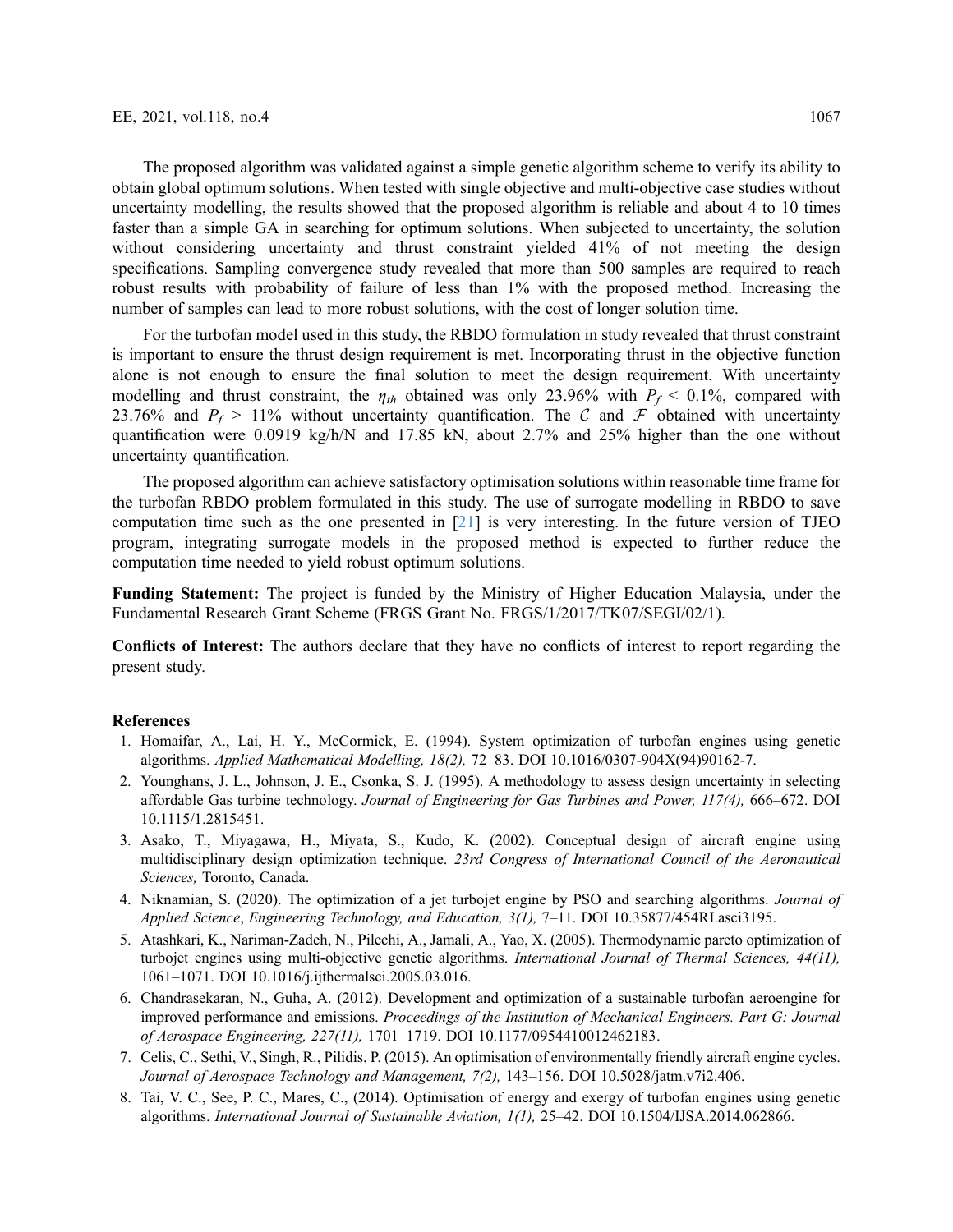The proposed algorithm was validated against a simple genetic algorithm scheme to verify its ability to obtain global optimum solutions. When tested with single objective and multi-objective case studies without uncertainty modelling, the results showed that the proposed algorithm is reliable and about 4 to 10 times faster than a simple GA in searching for optimum solutions. When subjected to uncertainty, the solution without considering uncertainty and thrust constraint yielded 41% of not meeting the design specifications. Sampling convergence study revealed that more than 500 samples are required to reach robust results with probability of failure of less than 1% with the proposed method. Increasing the number of samples can lead to more robust solutions, with the cost of longer solution time.

For the turbofan model used in this study, the RBDO formulation in study revealed that thrust constraint is important to ensure the thrust design requirement is met. Incorporating thrust in the objective function alone is not enough to ensure the final solution to meet the design requirement. With uncertainty modelling and thrust constraint, the $\eta_{th}$ obtained was only 23.96% with $P_f$ < 0.1%, compared with 23.76% and $P_f$ > 11% without uncertainty quantification. The $\mathcal{C}$ and $\mathcal{F}$ obtained with uncertainty quantification were 0.0919 kg/h/N and 17.85 kN, about 2.7% and 25% higher than the one without uncertainty quantification.

The proposed algorithm can achieve satisfactory optimisation solutions within reasonable time frame for the turbofan RBDO problem formulated in this study. The use of surrogate modelling in RBDO to save computation time such as the one presented in [21] is very interesting. In the future version of TJEO program, integrating surrogate models in the proposed method is expected to further reduce the computation time needed to yield robust optimum solutions.

**Funding Statement:** The project is funded by the Ministry of Higher Education Malaysia, under the Fundamental Research Grant Scheme (FRGS Grant No. FRGS/1/2017/TK07/SEGI/02/1).

**Conflicts of Interest:** The authors declare that they have no conflicts of interest to report regarding the present study.

## References

1. Homaifar, A., Lai, H. Y., McCormick, E. (1994). System optimization of turbofan engines using genetic algorithms. *Applied Mathematical Modelling, 18(2),* 72–83. DOI 10.1016/0307-904X(94)90162-7.
2. Younghans, J. L., Johnson, J. E., Csonka, S. J. (1995). A methodology to assess design uncertainty in selecting affordable Gas turbine technology. *Journal of Engineering for Gas Turbines and Power, 117(4),* 666–672. DOI 10.1115/1.2815451.
3. Asako, T., Miyagawa, H., Miyata, S., Kudo, K. (2002). Conceptual design of aircraft engine using multidisciplinary design optimization technique. *23rd Congress of International Council of the Aeronautical Sciences,* Toronto, Canada.
4. Niknamian, S. (2020). The optimization of a jet turbojet engine by PSO and searching algorithms. *Journal of Applied Science*, *Engineering Technology, and Education, 3(1),* 7–11. DOI 10.35877/454RI.asci3195.
5. Atashkari, K., Nariman-Zadeh, N., Pilechi, A., Jamali, A., Yao, X. (2005). Thermodynamic pareto optimization of turbojet engines using multi-objective genetic algorithms. *International Journal of Thermal Sciences, 44(11),* 1061–1071. DOI 10.1016/j.ijthermalsci.2005.03.016.
6. Chandrasekaran, N., Guha, A. (2012). Development and optimization of a sustainable turbofan aeroengine for improved performance and emissions. *Proceedings of the Institution of Mechanical Engineers. Part G: Journal of Aerospace Engineering, 227(11),* 1701–1719. DOI 10.1177/0954410012462183.
7. Celis, C., Sethi, V., Singh, R., Pilidis, P. (2015). An optimisation of environmentally friendly aircraft engine cycles. *Journal of Aerospace Technology and Management, 7(2),* 143–156. DOI 10.5028/jatm.v7i2.406.
8. Tai, V. C., See, P. C., Mares, C., (2014). Optimisation of energy and exergy of turbofan engines using genetic algorithms. *International Journal of Sustainable Aviation, 1(1),* 25–42. DOI 10.1504/IJSA.2014.062866.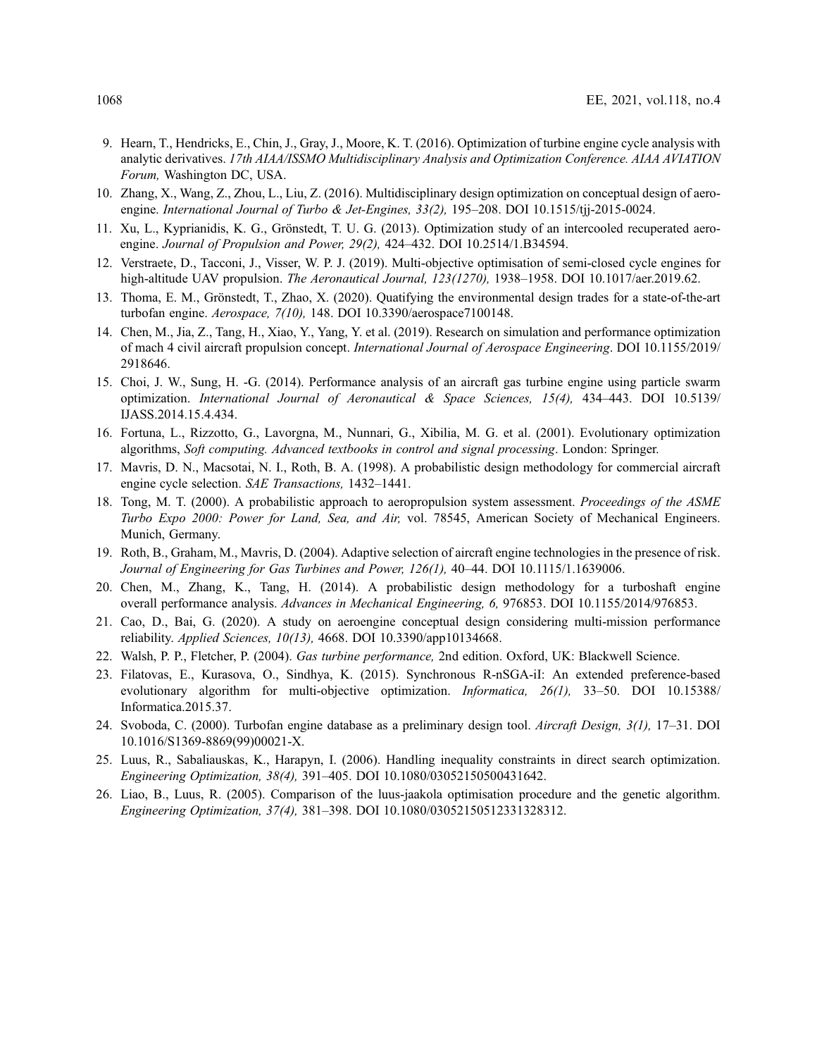9. Hearn, T., Hendricks, E., Chin, J., Gray, J., Moore, K. T. (2016). Optimization of turbine engine cycle analysis with analytic derivatives. *17th AIAA/ISSMO Multidisciplinary Analysis and Optimization Conference. AIAA AVIATION Forum,* Washington DC, USA.
10. Zhang, X., Wang, Z., Zhou, L., Liu, Z. (2016). Multidisciplinary design optimization on conceptual design of aero-engine. *International Journal of Turbo & Jet-Engines, 33(2),* 195–208. DOI 10.1515/tjj-2015-0024.
11. Xu, L., Kyprianidis, K. G., Grönstedt, T. U. G. (2013). Optimization study of an intercooled recuperated aero-engine. *Journal of Propulsion and Power, 29(2),* 424–432. DOI 10.2514/1.B34594.
12. Verstraete, D., Tacconi, J., Visser, W. P. J. (2019). Multi-objective optimisation of semi-closed cycle engines for high-altitude UAV propulsion. *The Aeronautical Journal, 123(1270),* 1938–1958. DOI 10.1017/aer.2019.62.
13. Thoma, E. M., Grönstedt, T., Zhao, X. (2020). Quatifying the environmental design trades for a state-of-the-art turbofan engine. *Aerospace, 7(10),* 148. DOI 10.3390/aerospace7100148.
14. Chen, M., Jia, Z., Tang, H., Xiao, Y., Yang, Y. et al. (2019). Research on simulation and performance optimization of mach 4 civil aircraft propulsion concept. *International Journal of Aerospace Engineering*. DOI 10.1155/2019/2918646.
15. Choi, J. W., Sung, H. -G. (2014). Performance analysis of an aircraft gas turbine engine using particle swarm optimization. *International Journal of Aeronautical & Space Sciences, 15(4),* 434–443. DOI 10.5139/IJASS.2014.15.4.434.
16. Fortuna, L., Rizzotto, G., Lavorgna, M., Nunnari, G., Xibilia, M. G. et al. (2001). Evolutionary optimization algorithms, *Soft computing. Advanced textbooks in control and signal processing*. London: Springer.
17. Mavris, D. N., Macsotai, N. I., Roth, B. A. (1998). A probabilistic design methodology for commercial aircraft engine cycle selection. *SAE Transactions,* 1432–1441.
18. Tong, M. T. (2000). A probabilistic approach to aeropropulsion system assessment. *Proceedings of the ASME Turbo Expo 2000: Power for Land, Sea, and Air,* vol. 78545, American Society of Mechanical Engineers. Munich, Germany.
19. Roth, B., Graham, M., Mavris, D. (2004). Adaptive selection of aircraft engine technologies in the presence of risk. *Journal of Engineering for Gas Turbines and Power, 126(1),* 40–44. DOI 10.1115/1.1639006.
20. Chen, M., Zhang, K., Tang, H. (2014). A probabilistic design methodology for a turboshaft engine overall performance analysis. *Advances in Mechanical Engineering, 6,* 976853. DOI 10.1155/2014/976853.
21. Cao, D., Bai, G. (2020). A study on aeroengine conceptual design considering multi-mission performance reliability. *Applied Sciences, 10(13),* 4668. DOI 10.3390/app10134668.
22. Walsh, P. P., Fletcher, P. (2004). *Gas turbine performance,* 2nd edition. Oxford, UK: Blackwell Science.
23. Filatovas, E., Kurasova, O., Sindhya, K. (2015). Synchronous R-nSGA-iI: An extended preference-based evolutionary algorithm for multi-objective optimization. *Informatica, 26(1),* 33–50. DOI 10.15388/Informatica.2015.37.
24. Svoboda, C. (2000). Turbofan engine database as a preliminary design tool. *Aircraft Design, 3(1),* 17–31. DOI 10.1016/S1369-8869(99)00021-X.
25. Luus, R., Sabaliauskas, K., Harapyn, I. (2006). Handling inequality constraints in direct search optimization. *Engineering Optimization, 38(4),* 391–405. DOI 10.1080/03052150500431642.
26. Liao, B., Luus, R. (2005). Comparison of the luus-jaakola optimisation procedure and the genetic algorithm. *Engineering Optimization, 37(4),* 381–398. DOI 10.1080/03052150512331328312.